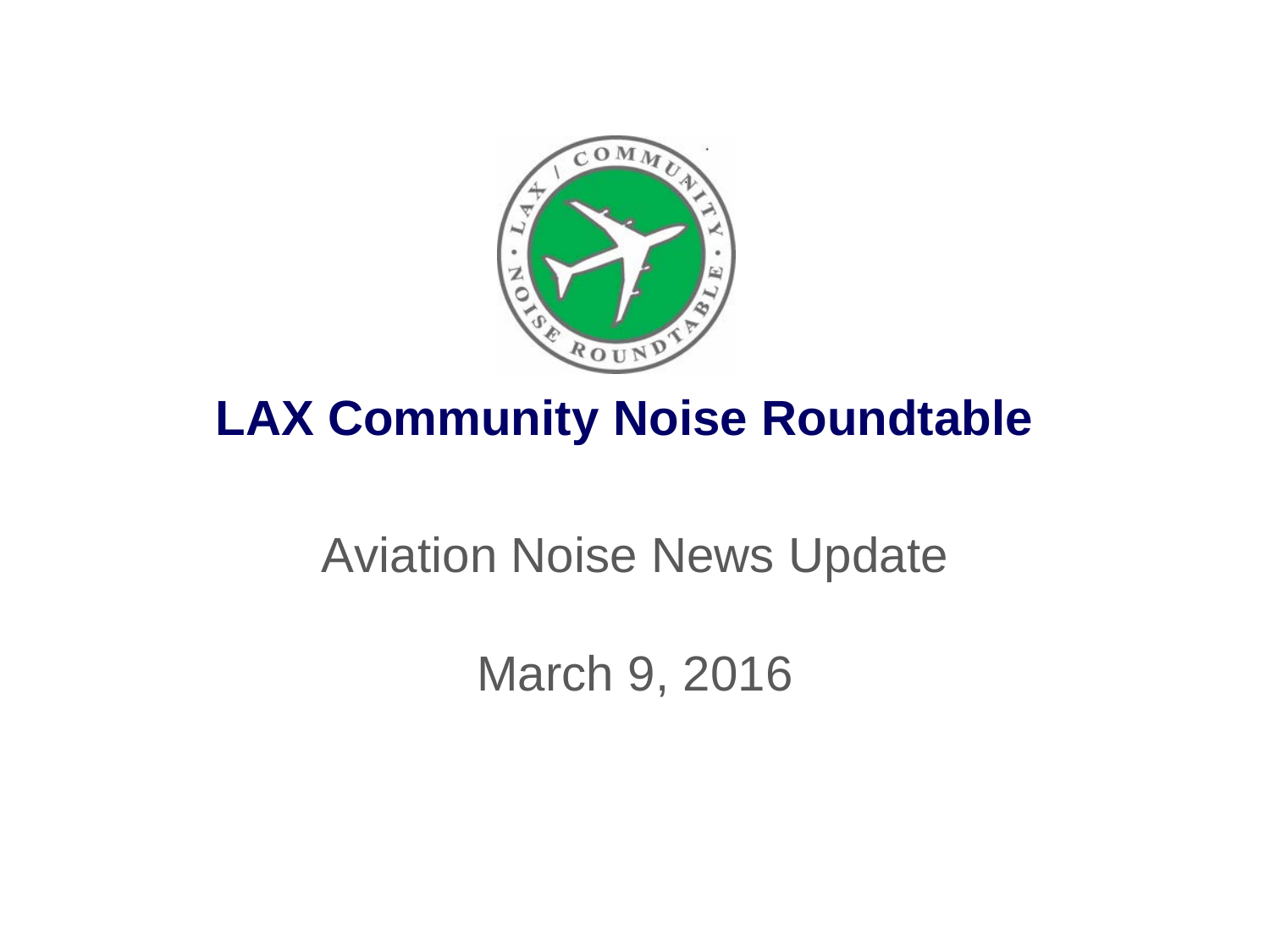# LAX Community Noise Roundtable

Aviation Noise News Update

March 9, 2016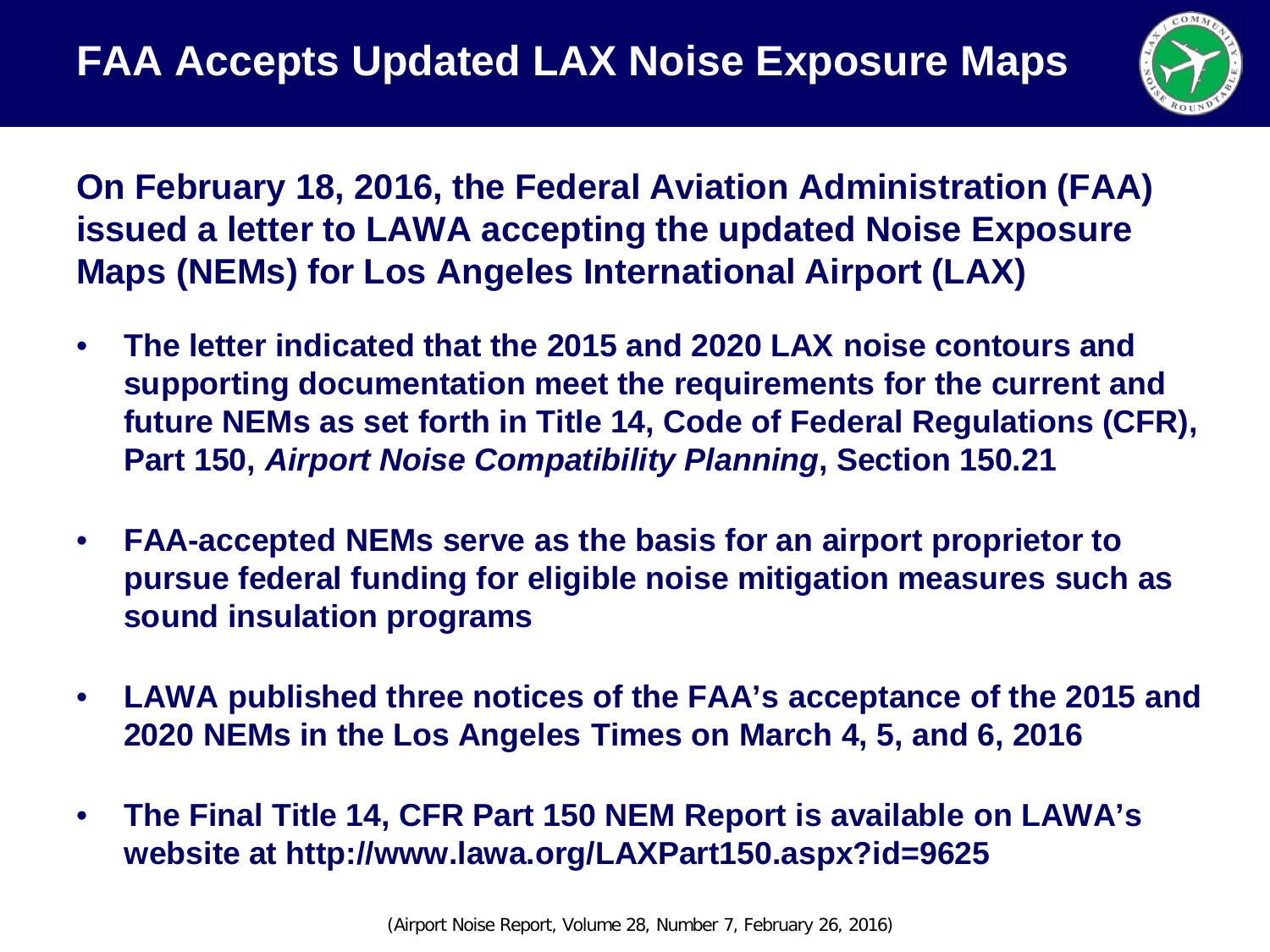# FAA Accepts Updated LAX Noise Exposure Maps

**On February 18, 2016, the Federal Aviation Administration (FAA) issued a letter to LAWA accepting the updated Noise Exposure Maps (NEMs) for Los Angeles International Airport (LAX)**

- **The letter indicated that the 2015 and 2020 LAX noise contours and supporting documentation meet the requirements for the current and future NEMs as set forth in Title 14, Code of Federal Regulations (CFR), Part 150, *Airport Noise Compatibility Planning*, Section 150.21**
- **FAA-accepted NEMs serve as the basis for an airport proprietor to pursue federal funding for eligible noise mitigation measures such as sound insulation programs**
- **LAWA published three notices of the FAA's acceptance of the 2015 and 2020 NEMs in the Los Angeles Times on March 4, 5, and 6, 2016**
- **The Final Title 14, CFR Part 150 NEM Report is available on LAWA's website at http://www.lawa.org/LAXPart150.aspx?id=9625**

(Airport Noise Report, Volume 28, Number 7, February 26, 2016)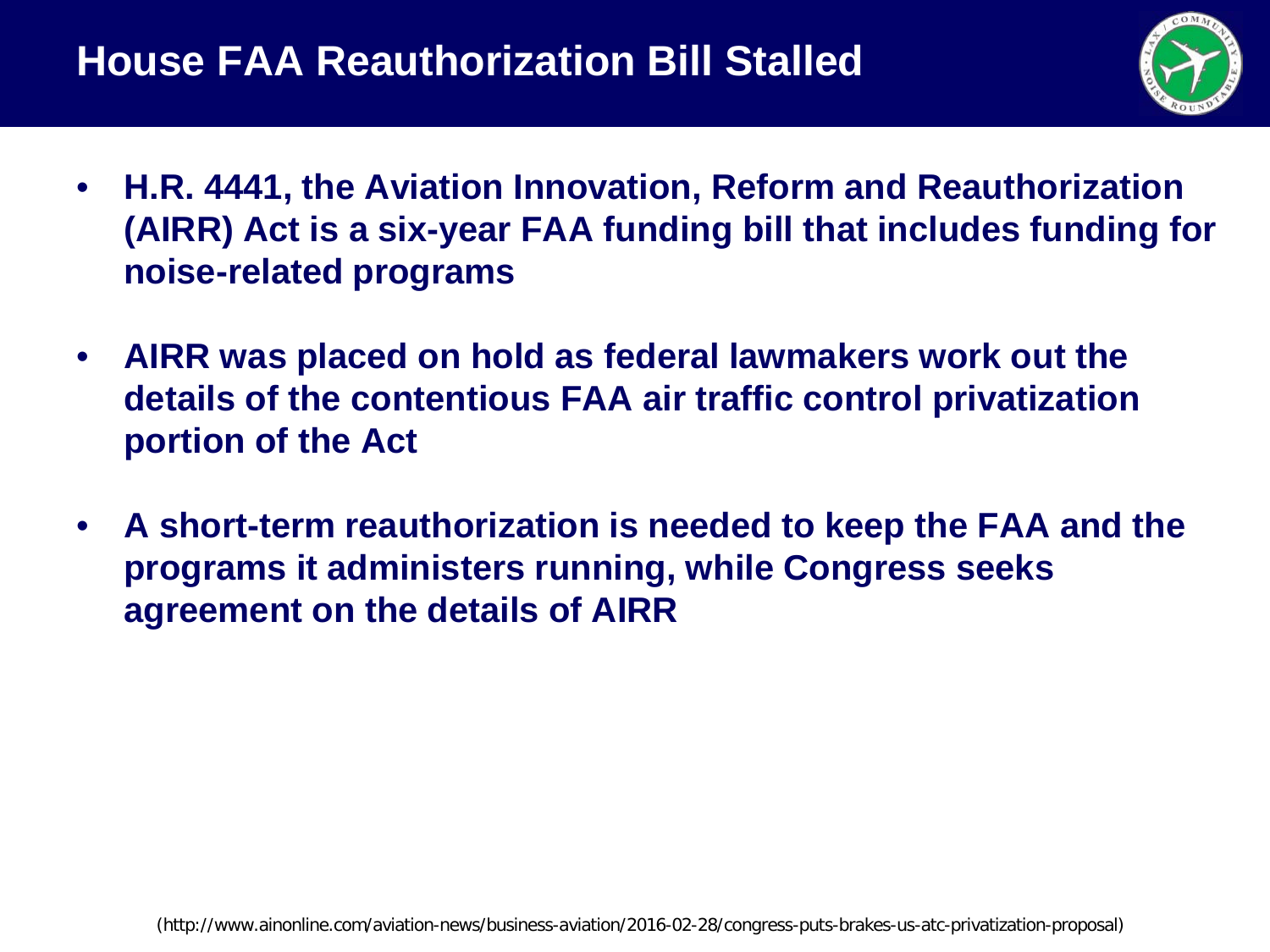# House FAA Reauthorization Bill Stalled

- **H.R. 4441, the Aviation Innovation, Reform and Reauthorization (AIRR) Act is a six-year FAA funding bill that includes funding for noise-related programs**
- **AIRR was placed on hold as federal lawmakers work out the details of the contentious FAA air traffic control privatization portion of the Act**
- **A short-term reauthorization is needed to keep the FAA and the programs it administers running, while Congress seeks agreement on the details of AIRR**

(http://www.ainonline.com/aviation-news/business-aviation/2016-02-28/congress-puts-brakes-us-atc-privatization-proposal)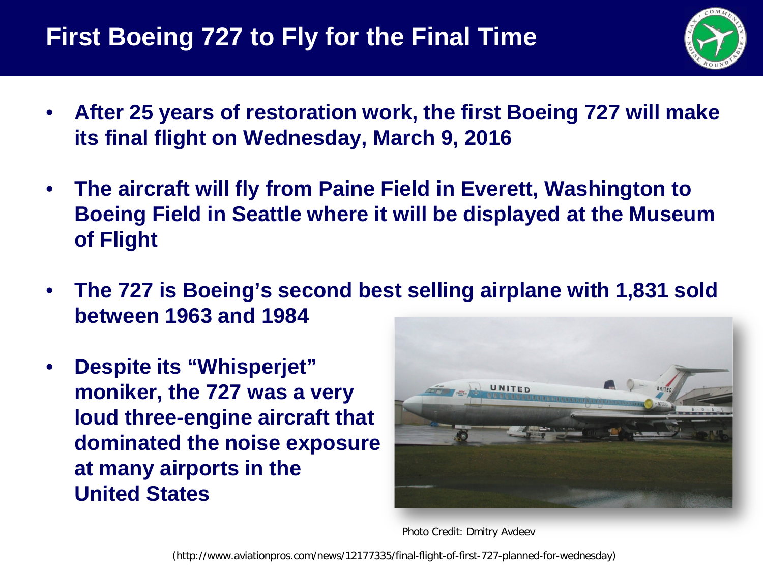# First Boeing 727 to Fly for the Final Time

- **After 25 years of restoration work, the first Boeing 727 will make its final flight on Wednesday, March 9, 2016**
- **The aircraft will fly from Paine Field in Everett, Washington to Boeing Field in Seattle where it will be displayed at the Museum of Flight**
- **The 727 is Boeing's second best selling airplane with 1,831 sold between 1963 and 1984**
- **Despite its "Whisperjet" moniker, the 727 was a very loud three-engine aircraft that dominated the noise exposure at many airports in the United States**

Photo Credit: Dmitry Avdeev

(http://www.aviationpros.com/news/12177335/final-flight-of-first-727-planned-for-wednesday)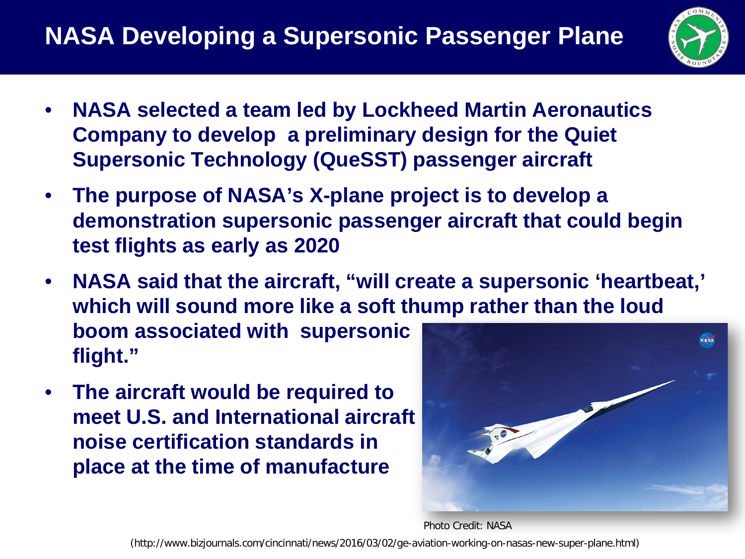# NASA Developing a Supersonic Passenger Plane

- **NASA selected a team led by Lockheed Martin Aeronautics Company to develop a preliminary design for the Quiet Supersonic Technology (QueSST) passenger aircraft**
- **The purpose of NASA's X-plane project is to develop a demonstration supersonic passenger aircraft that could begin test flights as early as 2020**
- **NASA said that the aircraft, "will create a supersonic 'heartbeat,' which will sound more like a soft thump rather than the loud boom associated with supersonic flight."**
- **The aircraft would be required to meet U.S. and International aircraft noise certification standards in place at the time of manufacture**

Photo Credit: NASA

(http://www.bizjournals.com/cincinnati/news/2016/03/02/ge-aviation-working-on-nasas-new-super-plane.html)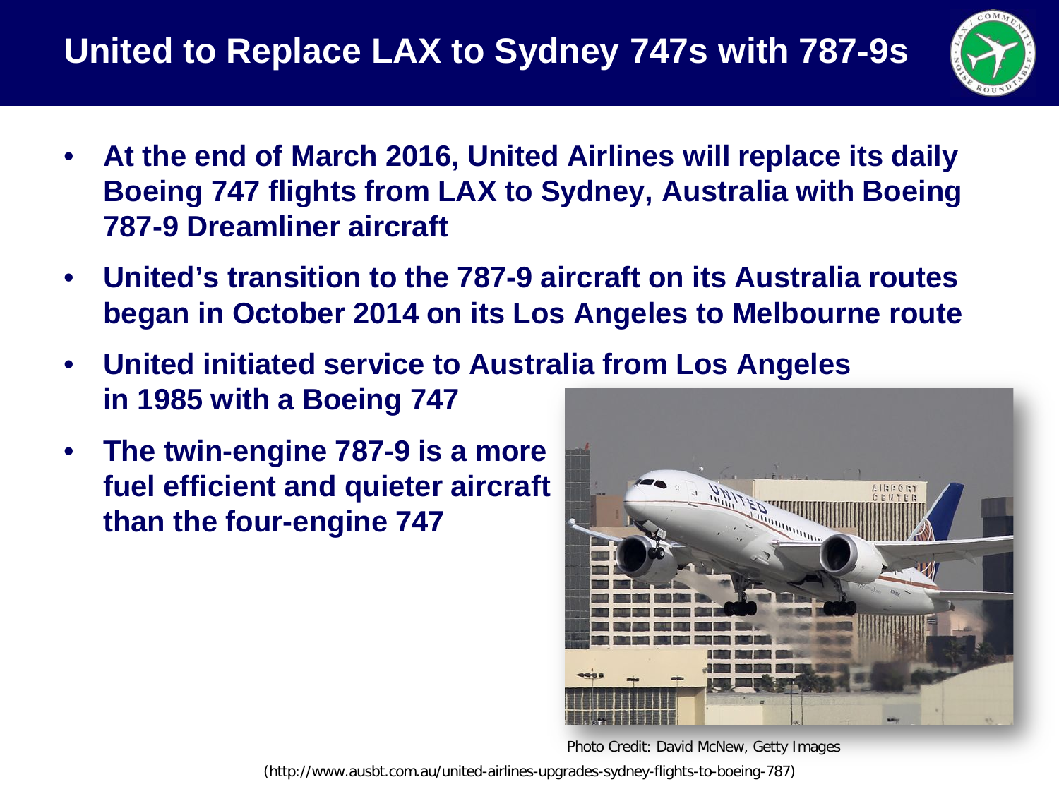# United to Replace LAX to Sydney 747s with 787-9s

- **At the end of March 2016, United Airlines will replace its daily Boeing 747 flights from LAX to Sydney, Australia with Boeing 787-9 Dreamliner aircraft**
- **United's transition to the 787-9 aircraft on its Australia routes began in October 2014 on its Los Angeles to Melbourne route**
- **United initiated service to Australia from Los Angeles in 1985 with a Boeing 747**
- **The twin-engine 787-9 is a more fuel efficient and quieter aircraft than the four-engine 747**

Photo Credit: David McNew, Getty Images

(http://www.ausbt.com.au/united-airlines-upgrades-sydney-flights-to-boeing-787)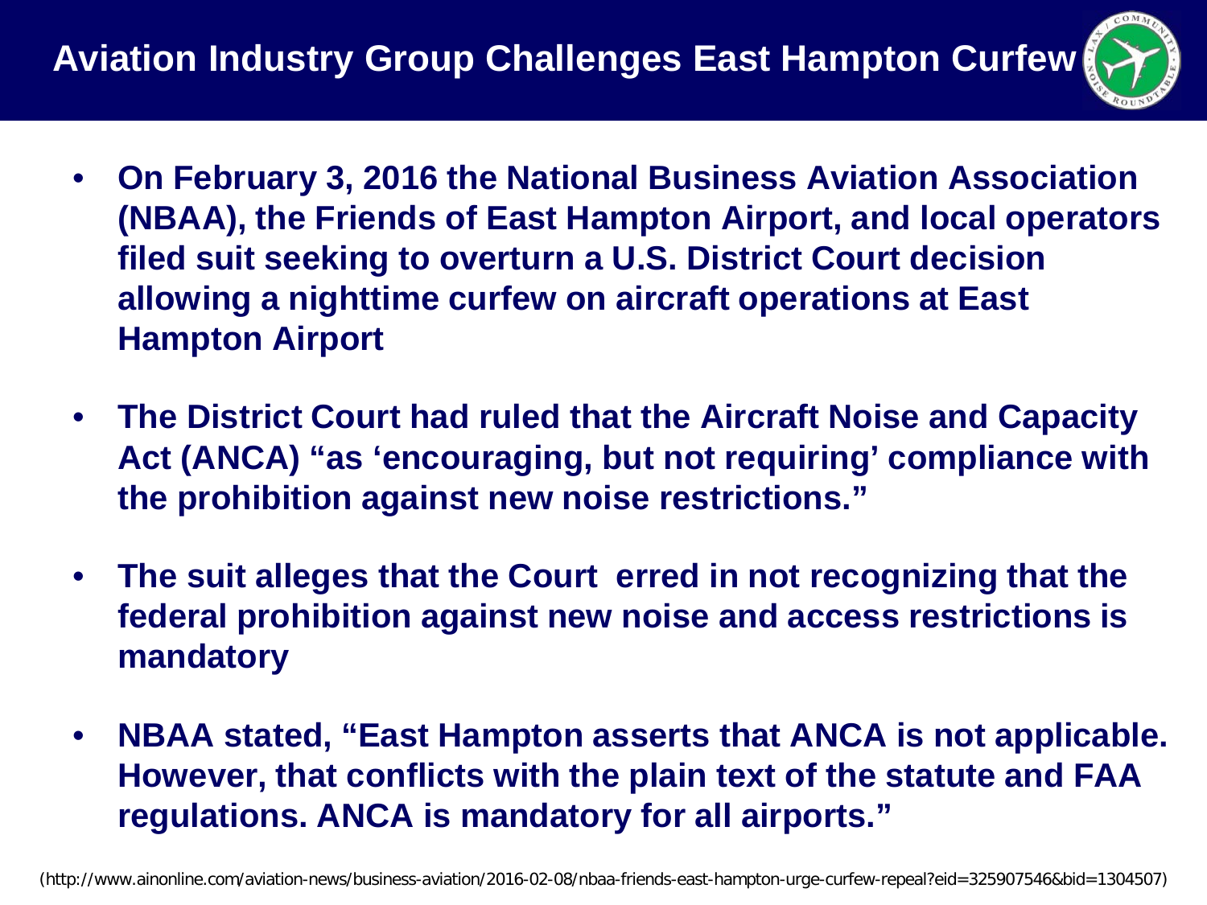# Aviation Industry Group Challenges East Hampton Curfew

- **On February 3, 2016 the National Business Aviation Association (NBAA), the Friends of East Hampton Airport, and local operators filed suit seeking to overturn a U.S. District Court decision allowing a nighttime curfew on aircraft operations at East Hampton Airport**
- **The District Court had ruled that the Aircraft Noise and Capacity Act (ANCA) "as 'encouraging, but not requiring' compliance with the prohibition against new noise restrictions."**
- **The suit alleges that the Court erred in not recognizing that the federal prohibition against new noise and access restrictions is mandatory**
- **NBAA stated, "East Hampton asserts that ANCA is not applicable. However, that conflicts with the plain text of the statute and FAA regulations. ANCA is mandatory for all airports."**

(http://www.ainonline.com/aviation-news/business-aviation/2016-02-08/nbaa-friends-east-hampton-urge-curfew-repeal?eid=325907546&bid=1304507)